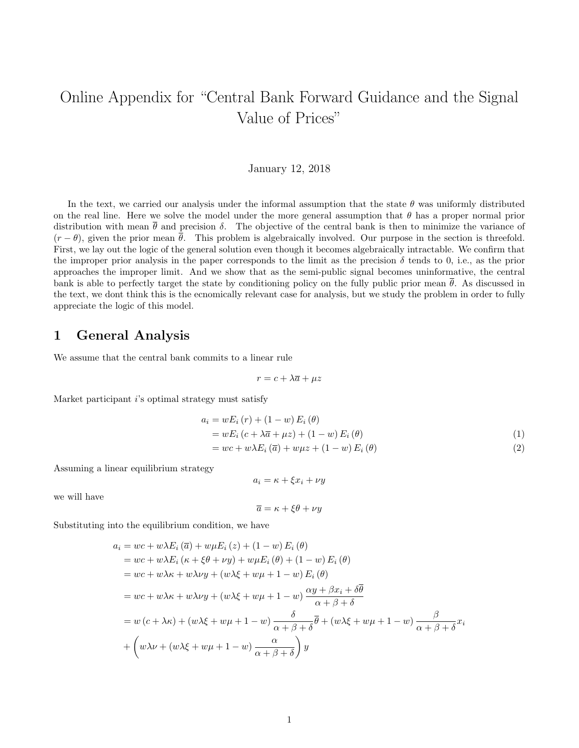# Online Appendix for "Central Bank Forward Guidance and the Signal Value of Prices"

January 12, 2018

In the text, we carried our analysis under the informal assumption that the state $\theta$ was uniformly distributed on the real line. Here we solve the model under the more general assumption that $\theta$ has a proper normal prior distribution with mean $\overline{\theta}$ and precision $\delta$. The objective of the central bank is then to minimize the variance of $(r-\theta)$, given the prior mean $\overline{\theta}$. This problem is algebraically involved. Our purpose in the section is threefold. First, we lay out the logic of the general solution even though it becomes algebraically intractable. We confirm that the improper prior analysis in the paper corresponds to the limit as the precision $\delta$ tends to 0, i.e., as the prior approaches the improper limit. And we show that as the semi-public signal becomes uninformative, the central bank is able to perfectly target the state by conditioning policy on the fully public prior mean $\overline{\theta}$. As discussed in the text, we dont think this is the ecnomically relevant case for analysis, but we study the problem in order to fully appreciate the logic of this model.

## 1 General Analysis

We assume that the central bank commits to a linear rule

$$r = c + \lambda \overline{a} + \mu z$$

Market participant $i$'s optimal strategy must satisfy

$$\begin{aligned} a_i &= wE_i(r) + (1-w)E_i(\theta) \\ &= wE_i(c + \lambda\overline{a} + \mu z) + (1-w)E_i(\theta) \qquad (1) \\ &= wc + w\lambda E_i(\overline{a}) + w\mu z + (1-w)E_i(\theta) \qquad (2) \end{aligned}$$

Assuming a linear equilibrium strategy

$$a_i = \kappa + \xi x_i + \nu y$$

we will have

$$\overline{a} = \kappa + \xi\theta + \nu y$$

Substituting into the equilibrium condition, we have

$$\begin{aligned} a_i &= wc + w\lambda E_i(\overline{a}) + w\mu E_i(z) + (1-w)E_i(\theta) \\ &= wc + w\lambda E_i(\kappa + \xi\theta + \nu y) + w\mu E_i(\theta) + (1-w)E_i(\theta) \\ &= wc + w\lambda\kappa + w\lambda\nu y + (w\lambda\xi + w\mu + 1 - w)E_i(\theta) \\ &= wc + w\lambda\kappa + w\lambda\nu y + (w\lambda\xi + w\mu + 1 - w)\frac{\alpha y + \beta x_i + \delta\overline{\theta}}{\alpha+\beta+\delta} \\ &= w(c + \lambda\kappa) + (w\lambda\xi + w\mu + 1 - w)\frac{\delta}{\alpha+\beta+\delta}\overline{\theta} + (w\lambda\xi + w\mu + 1 - w)\frac{\beta}{\alpha+\beta+\delta}x_i \\ &\quad + \left(w\lambda\nu + (w\lambda\xi + w\mu + 1 - w)\frac{\alpha}{\alpha+\beta+\delta}\right)y \end{aligned}$$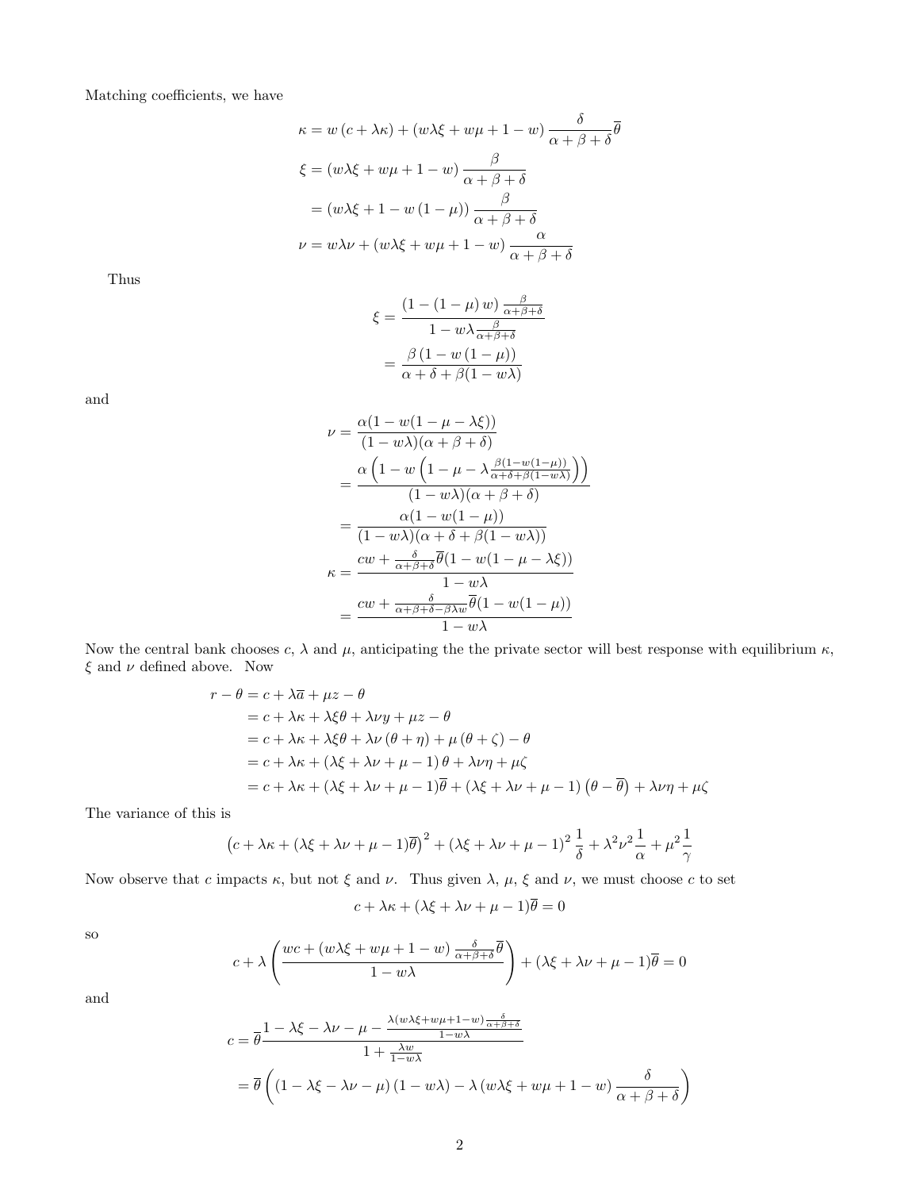Matching coefficients, we have

$$
\begin{aligned}
\kappa &= w\left(c+\lambda\kappa\right)+\left(w\lambda\xi+w\mu+1-w\right)\frac{\delta}{\alpha+\beta+\delta}\overline{\theta} \\
\xi &= \left(w\lambda\xi+w\mu+1-w\right)\frac{\beta}{\alpha+\beta+\delta} \\
&= \left(w\lambda\xi+1-w\left(1-\mu\right)\right)\frac{\beta}{\alpha+\beta+\delta} \\
\nu &= w\lambda\nu+\left(w\lambda\xi+w\mu+1-w\right)\frac{\alpha}{\alpha+\beta+\delta}
\end{aligned}
$$

Thus

$$
\begin{aligned}
\xi &= \frac{\left(1-\left(1-\mu\right)w\right)\frac{\beta}{\alpha+\beta+\delta}}{1-w\lambda\frac{\beta}{\alpha+\beta+\delta}} \\
&= \frac{\beta\left(1-w\left(1-\mu\right)\right)}{\alpha+\delta+\beta(1-w\lambda)}
\end{aligned}
$$

and

$$
\begin{aligned}
\nu &= \frac{\alpha(1-w(1-\mu-\lambda\xi))}{(1-w\lambda)(\alpha+\beta+\delta)} \\
&= \frac{\alpha\left(1-w\left(1-\mu-\lambda\frac{\beta(1-w(1-\mu))}{\alpha+\delta+\beta(1-w\lambda)}\right)\right)}{(1-w\lambda)(\alpha+\beta+\delta)} \\
&= \frac{\alpha(1-w(1-\mu))}{(1-w\lambda)(\alpha+\delta+\beta(1-w\lambda))} \\
\kappa &= \frac{cw+\frac{\delta}{\alpha+\beta+\delta}\overline{\theta}(1-w(1-\mu-\lambda\xi))}{1-w\lambda} \\
&= \frac{cw+\frac{\delta}{\alpha+\beta+\delta-\beta\lambda w}\overline{\theta}(1-w(1-\mu))}{1-w\lambda}
\end{aligned}
$$

Now the central bank chooses $c$, $\lambda$ and $\mu$, anticipating the the private sector will best response with equilibrium $\kappa$, $\xi$ and $\nu$ defined above. Now

$$
\begin{aligned}
r-\theta &= c+\lambda\overline{a}+\mu z-\theta \\
&= c+\lambda\kappa+\lambda\xi\theta+\lambda\nu y+\mu z-\theta \\
&= c+\lambda\kappa+\lambda\xi\theta+\lambda\nu\left(\theta+\eta\right)+\mu\left(\theta+\zeta\right)-\theta \\
&= c+\lambda\kappa+\left(\lambda\xi+\lambda\nu+\mu-1\right)\theta+\lambda\nu\eta+\mu\zeta \\
&= c+\lambda\kappa+\left(\lambda\xi+\lambda\nu+\mu-1\right)\overline{\theta}+\left(\lambda\xi+\lambda\nu+\mu-1\right)\left(\theta-\overline{\theta}\right)+\lambda\nu\eta+\mu\zeta
\end{aligned}
$$

The variance of this is

$$
\left(c+\lambda\kappa+(\lambda\xi+\lambda\nu+\mu-1)\overline{\theta}\right)^2+\left(\lambda\xi+\lambda\nu+\mu-1\right)^2\frac{1}{\delta}+\lambda^2\nu^2\frac{1}{\alpha}+\mu^2\frac{1}{\gamma}
$$

Now observe that $c$ impacts $\kappa$, but not $\xi$ and $\nu$. Thus given $\lambda$, $\mu$, $\xi$ and $\nu$, we must choose $c$ to set

$$
c+\lambda\kappa+(\lambda\xi+\lambda\nu+\mu-1)\overline{\theta}=0
$$

so

$$
c+\lambda\left(\frac{wc+\left(w\lambda\xi+w\mu+1-w\right)\frac{\delta}{\alpha+\beta+\delta}\overline{\theta}}{1-w\lambda}\right)+(\lambda\xi+\lambda\nu+\mu-1)\overline{\theta}=0
$$

and

$$
\begin{aligned}
c &= \overline{\theta}\frac{1-\lambda\xi-\lambda\nu-\mu-\frac{\lambda(w\lambda\xi+w\mu+1-w)\frac{\delta}{\alpha+\beta+\delta}}{1-w\lambda}}{1+\frac{\lambda w}{1-w\lambda}} \\
&= \overline{\theta}\left(\left(1-\lambda\xi-\lambda\nu-\mu\right)\left(1-w\lambda\right)-\lambda\left(w\lambda\xi+w\mu+1-w\right)\frac{\delta}{\alpha+\beta+\delta}\right)
\end{aligned}
$$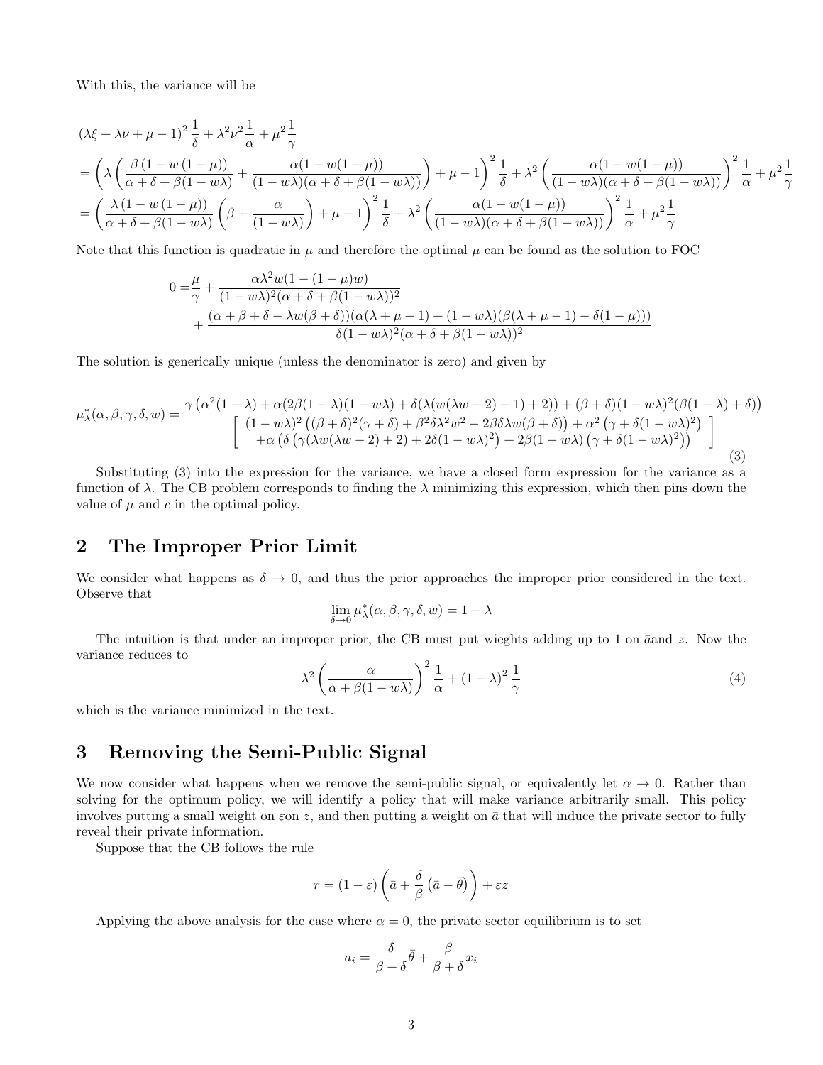With this, the variance will be

$$
\begin{aligned}
&(\lambda\xi+\lambda\nu+\mu-1)^2\frac{1}{\delta}+\lambda^2\nu^2\frac{1}{\alpha}+\mu^2\frac{1}{\gamma}\\
&=\left(\lambda\left(\frac{\beta\left(1-w\left(1-\mu\right)\right)}{\alpha+\delta+\beta(1-w\lambda)}+\frac{\alpha(1-w(1-\mu))}{(1-w\lambda)(\alpha+\delta+\beta(1-w\lambda))}\right)+\mu-1\right)^2\frac{1}{\delta}+\lambda^2\left(\frac{\alpha(1-w(1-\mu))}{(1-w\lambda)(\alpha+\delta+\beta(1-w\lambda))}\right)^2\frac{1}{\alpha}+\mu^2\frac{1}{\gamma}\\
&=\left(\frac{\lambda\left(1-w\left(1-\mu\right)\right)}{\alpha+\delta+\beta(1-w\lambda)}\left(\beta+\frac{\alpha}{(1-w\lambda)}\right)+\mu-1\right)^2\frac{1}{\delta}+\lambda^2\left(\frac{\alpha(1-w(1-\mu))}{(1-w\lambda)(\alpha+\delta+\beta(1-w\lambda))}\right)^2\frac{1}{\alpha}+\mu^2\frac{1}{\gamma}
\end{aligned}
$$

Note that this function is quadratic in $\mu$ and therefore the optimal $\mu$ can be found as the solution to FOC

$$
\begin{aligned}
0=&\frac{\mu}{\gamma}+\frac{\alpha\lambda^2w(1-(1-\mu)w)}{(1-w\lambda)^2(\alpha+\delta+\beta(1-w\lambda))^2}\\
&+\frac{(\alpha+\beta+\delta-\lambda w(\beta+\delta))(\alpha(\lambda+\mu-1)+(1-w\lambda)(\beta(\lambda+\mu-1)-\delta(1-\mu)))}{\delta(1-w\lambda)^2(\alpha+\delta+\beta(1-w\lambda))^2}
\end{aligned}
$$

The solution is generically unique (unless the denominator is zero) and given by

$$
\mu^*_\lambda(\alpha,\beta,\gamma,\delta,w)=\frac{\gamma\left(\alpha^2(1-\lambda)+\alpha(2\beta(1-\lambda)(1-w\lambda)+\delta(\lambda(w(\lambda w-2)-1)+2))+(\beta+\delta)(1-w\lambda)^2(\beta(1-\lambda)+\delta)\right)}{\left[\begin{array}{c}(1-w\lambda)^2\left((\beta+\delta)^2(\gamma+\delta)+\beta^2\delta\lambda^2w^2-2\beta\delta\lambda w(\beta+\delta)\right)+\alpha^2\left(\gamma+\delta(1-w\lambda)^2\right)\\+\alpha\left(\delta\left(\gamma(\lambda w(\lambda w-2)+2)+2\delta(1-w\lambda)^2\right)+2\beta(1-w\lambda)\left(\gamma+\delta(1-w\lambda)^2\right)\right)\end{array}\right]}\tag{3}
$$

Substituting (3) into the expression for the variance, we have a closed form expression for the variance as a function of $\lambda$. The CB problem corresponds to finding the $\lambda$ minimizing this expression, which then pins down the value of $\mu$ and $c$ in the optimal policy.

## 2 The Improper Prior Limit

We consider what happens as $\delta\to0$, and thus the prior approaches the improper prior considered in the text. Observe that

$$
\lim_{\delta\to0}\mu^*_\lambda(\alpha,\beta,\gamma,\delta,w)=1-\lambda
$$

The intuition is that under an improper prior, the CB must put wieghts adding up to 1 on $\bar{a}$and $z$. Now the variance reduces to

$$
\lambda^2\left(\frac{\alpha}{\alpha+\beta(1-w\lambda)}\right)^2\frac{1}{\alpha}+(1-\lambda)^2\frac{1}{\gamma}\tag{4}
$$

which is the variance minimized in the text.

## 3 Removing the Semi-Public Signal

We now consider what happens when we remove the semi-public signal, or equivalently let $\alpha\to0$. Rather than solving for the optimum policy, we will identify a policy that will make variance arbitrarily small. This policy involves putting a small weight on $\varepsilon$on $z$, and then putting a weight on $\bar{a}$ that will induce the private sector to fully reveal their private information.

Suppose that the CB follows the rule

$$
r=(1-\varepsilon)\left(\bar{a}+\frac{\delta}{\beta}\left(\bar{a}-\bar{\theta}\right)\right)+\varepsilon z
$$

Applying the above analysis for the case where $\alpha=0$, the private sector equilibrium is to set

$$
a_i=\frac{\delta}{\beta+\delta}\bar{\theta}+\frac{\beta}{\beta+\delta}x_i
$$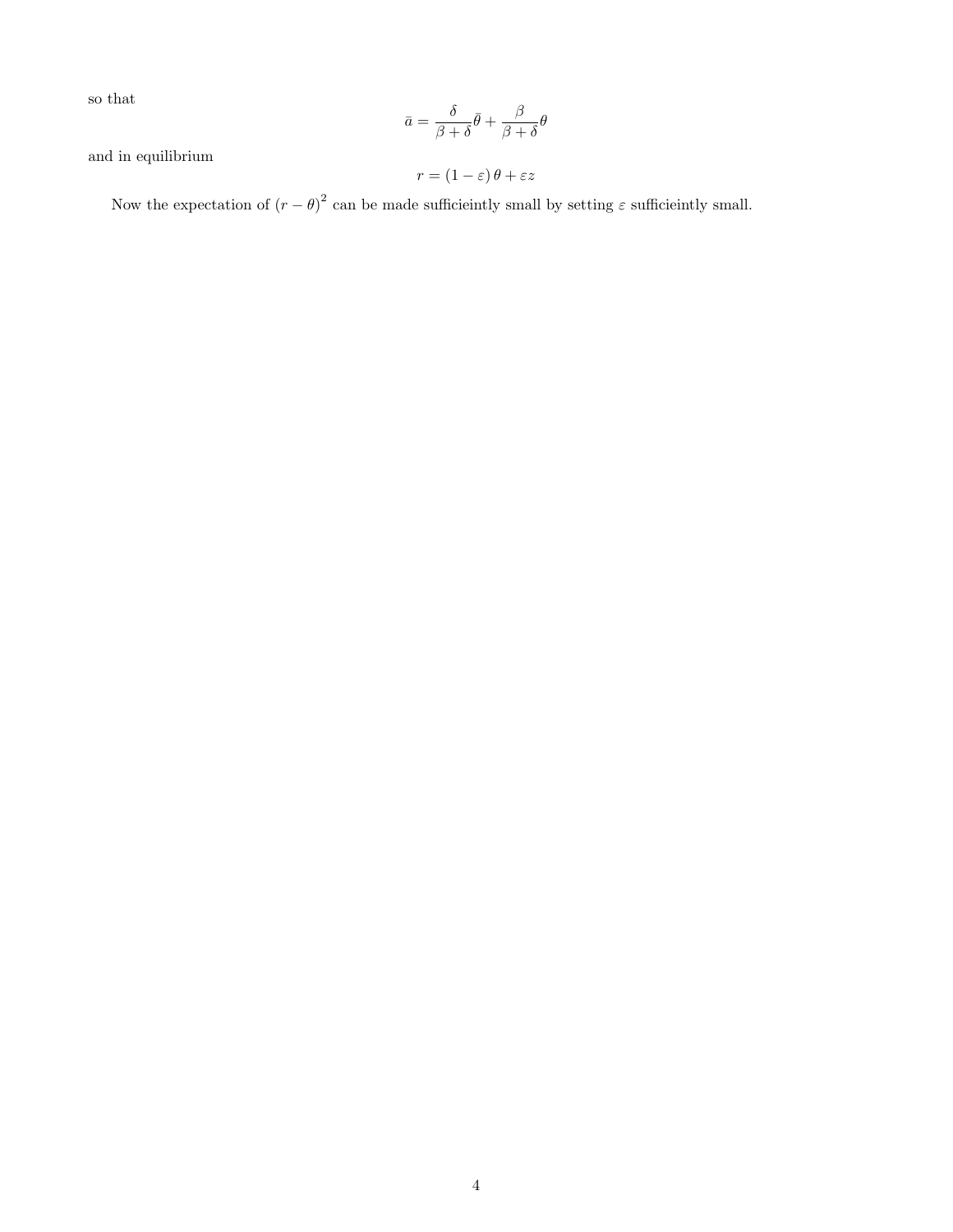so that

$$\bar{a} = \frac{\delta}{\beta + \delta}\bar{\theta} + \frac{\beta}{\beta + \delta}\theta$$

and in equilibrium

$$r = (1 - \varepsilon)\,\theta + \varepsilon z$$

Now the expectation of $(r - \theta)^2$ can be made sufficieintly small by setting $\varepsilon$ sufficieintly small.